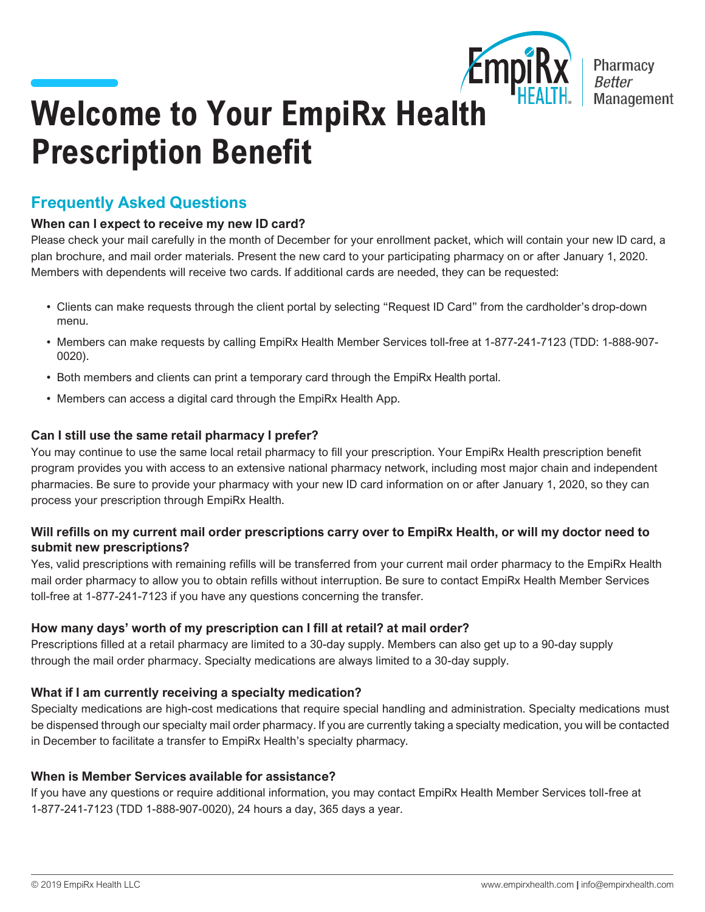Pharmacy
*Better*
Management

# Welcome to Your EmpiRx Health Prescription Benefit

## Frequently Asked Questions

**When can I expect to receive my new ID card?**

Please check your mail carefully in the month of December for your enrollment packet, which will contain your new ID card, a plan brochure, and mail order materials. Present the new card to your participating pharmacy on or after January 1, 2020. Members with dependents will receive two cards. If additional cards are needed, they can be requested:

- Clients can make requests through the client portal by selecting "Request ID Card" from the cardholder's drop-down menu.
- Members can make requests by calling EmpiRx Health Member Services toll-free at 1-877-241-7123 (TDD: 1-888-907-0020).
- Both members and clients can print a temporary card through the EmpiRx Health portal.
- Members can access a digital card through the EmpiRx Health App.

**Can I still use the same retail pharmacy I prefer?**

You may continue to use the same local retail pharmacy to fill your prescription. Your EmpiRx Health prescription benefit program provides you with access to an extensive national pharmacy network, including most major chain and independent pharmacies. Be sure to provide your pharmacy with your new ID card information on or after January 1, 2020, so they can process your prescription through EmpiRx Health.

**Will refills on my current mail order prescriptions carry over to EmpiRx Health, or will my doctor need to submit new prescriptions?**

Yes, valid prescriptions with remaining refills will be transferred from your current mail order pharmacy to the EmpiRx Health mail order pharmacy to allow you to obtain refills without interruption. Be sure to contact EmpiRx Health Member Services toll-free at 1-877-241-7123 if you have any questions concerning the transfer.

**How many days' worth of my prescription can I fill at retail? at mail order?**

Prescriptions filled at a retail pharmacy are limited to a 30-day supply. Members can also get up to a 90-day supply through the mail order pharmacy. Specialty medications are always limited to a 30-day supply.

**What if I am currently receiving a specialty medication?**

Specialty medications are high-cost medications that require special handling and administration. Specialty medications must be dispensed through our specialty mail order pharmacy. If you are currently taking a specialty medication, you will be contacted in December to facilitate a transfer to EmpiRx Health's specialty pharmacy.

**When is Member Services available for assistance?**

If you have any questions or require additional information, you may contact EmpiRx Health Member Services toll-free at 1-877-241-7123 (TDD 1-888-907-0020), 24 hours a day, 365 days a year.

© 2019 EmpiRx Health LLC www.empirxhealth.com | info@empirxhealth.com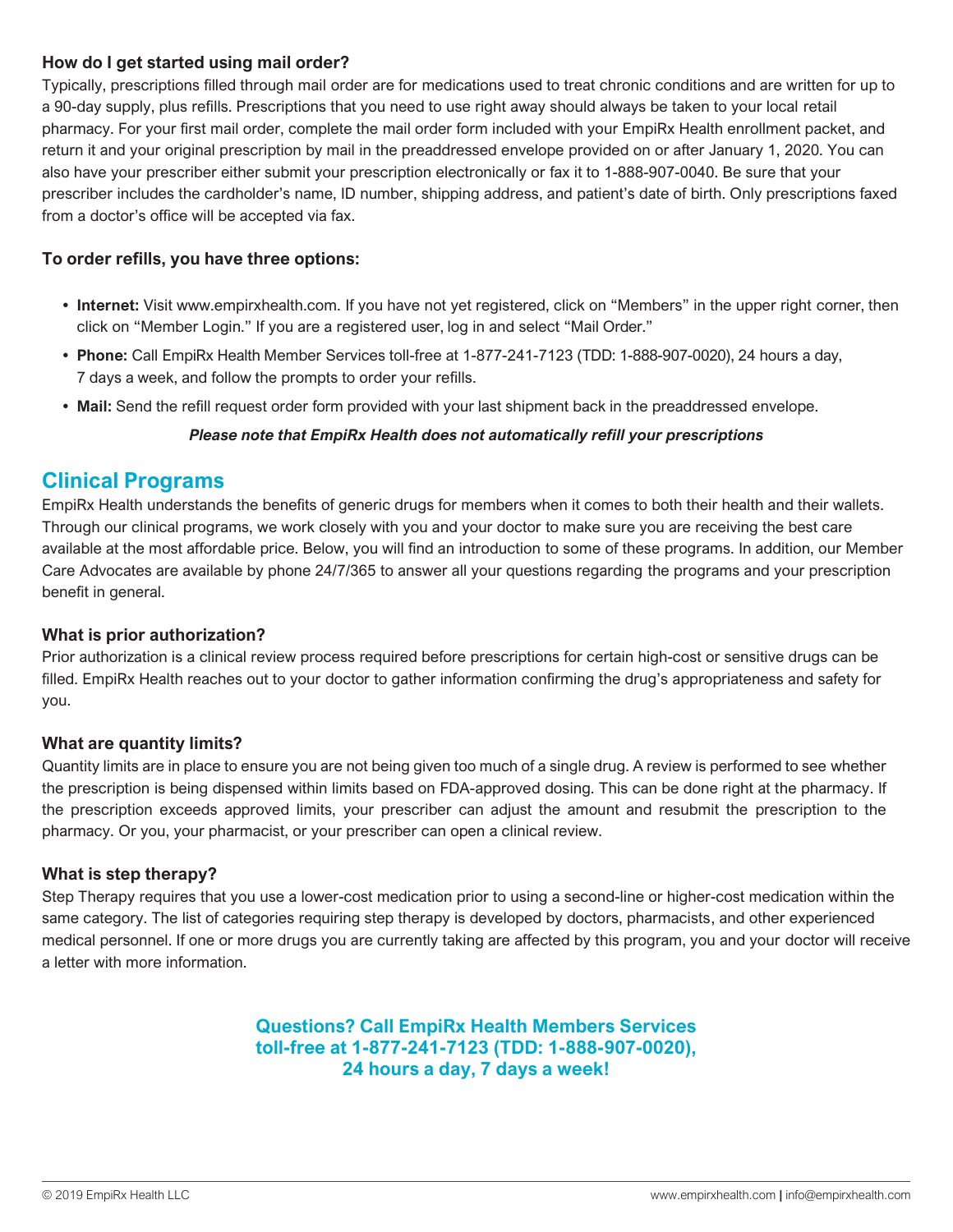### How do I get started using mail order?

Typically, prescriptions filled through mail order are for medications used to treat chronic conditions and are written for up to a 90-day supply, plus refills. Prescriptions that you need to use right away should always be taken to your local retail pharmacy. For your first mail order, complete the mail order form included with your EmpiRx Health enrollment packet, and return it and your original prescription by mail in the preaddressed envelope provided on or after January 1, 2020. You can also have your prescriber either submit your prescription electronically or fax it to 1-888-907-0040. Be sure that your prescriber includes the cardholder's name, ID number, shipping address, and patient's date of birth. Only prescriptions faxed from a doctor's office will be accepted via fax.

### To order refills, you have three options:

- **Internet:** Visit www.empirxhealth.com. If you have not yet registered, click on "Members" in the upper right corner, then click on "Member Login." If you are a registered user, log in and select "Mail Order."
- **Phone:** Call EmpiRx Health Member Services toll-free at 1-877-241-7123 (TDD: 1-888-907-0020), 24 hours a day, 7 days a week, and follow the prompts to order your refills.
- **Mail:** Send the refill request order form provided with your last shipment back in the preaddressed envelope.

***Please note that EmpiRx Health does not automatically refill your prescriptions***

## Clinical Programs

EmpiRx Health understands the benefits of generic drugs for members when it comes to both their health and their wallets. Through our clinical programs, we work closely with you and your doctor to make sure you are receiving the best care available at the most affordable price. Below, you will find an introduction to some of these programs. In addition, our Member Care Advocates are available by phone 24/7/365 to answer all your questions regarding the programs and your prescription benefit in general.

### What is prior authorization?

Prior authorization is a clinical review process required before prescriptions for certain high-cost or sensitive drugs can be filled. EmpiRx Health reaches out to your doctor to gather information confirming the drug's appropriateness and safety for you.

### What are quantity limits?

Quantity limits are in place to ensure you are not being given too much of a single drug. A review is performed to see whether the prescription is being dispensed within limits based on FDA-approved dosing. This can be done right at the pharmacy. If the prescription exceeds approved limits, your prescriber can adjust the amount and resubmit the prescription to the pharmacy. Or you, your pharmacist, or your prescriber can open a clinical review.

### What is step therapy?

Step Therapy requires that you use a lower-cost medication prior to using a second-line or higher-cost medication within the same category. The list of categories requiring step therapy is developed by doctors, pharmacists, and other experienced medical personnel. If one or more drugs you are currently taking are affected by this program, you and your doctor will receive a letter with more information.

**Questions? Call EmpiRx Health Members Services toll-free at 1-877-241-7123 (TDD: 1-888-907-0020), 24 hours a day, 7 days a week!**

© 2019 EmpiRx Health LLC

www.empirxhealth.com | info@empirxhealth.com